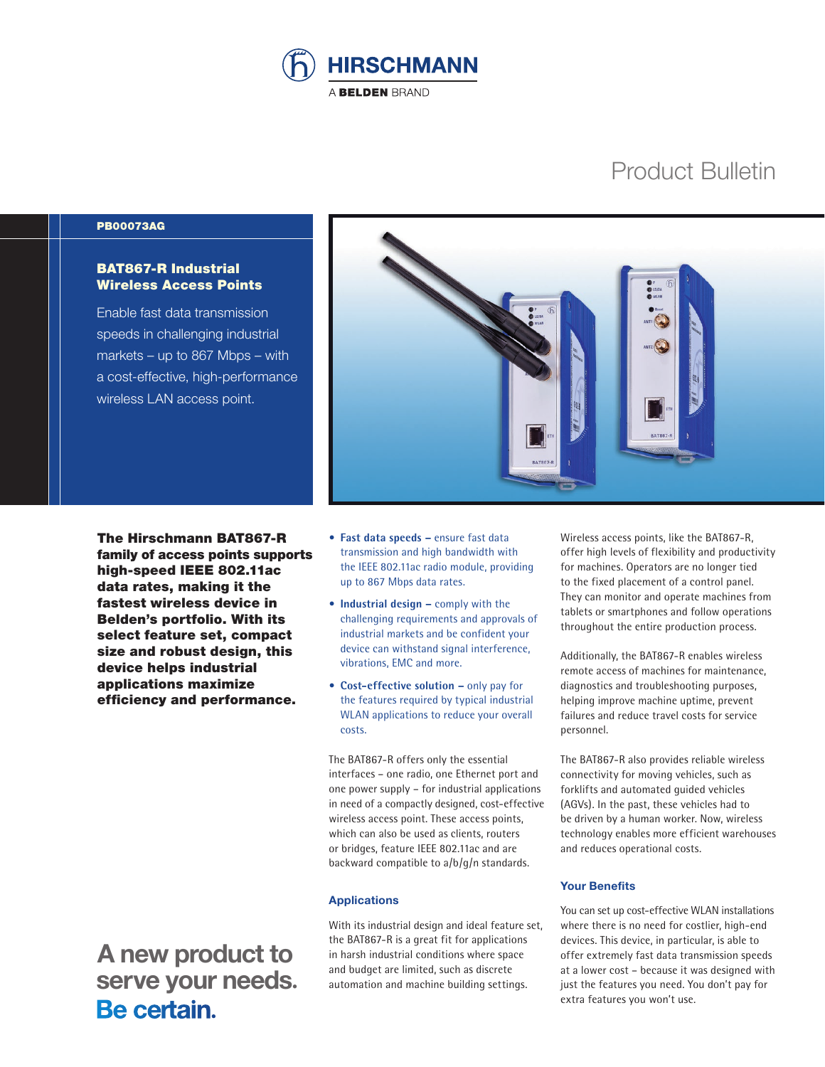HIRSCHMANN

A BELDEN BRAND

Product Bulletin

PB00073AG

# BAT867-R Industrial Wireless Access Points

Enable fast data transmission speeds in challenging industrial markets – up to 867 Mbps – with a cost-effective, high-performance wireless LAN access point.

**The Hirschmann BAT867-R family of access points supports high-speed IEEE 802.11ac data rates, making it the fastest wireless device in Belden's portfolio. With its select feature set, compact size and robust design, this device helps industrial applications maximize efficiency and performance.**

- **Fast data speeds –** ensure fast data transmission and high bandwidth with the IEEE 802.11ac radio module, providing up to 867 Mbps data rates.
- **Industrial design –** comply with the challenging requirements and approvals of industrial markets and be confident your device can withstand signal interference, vibrations, EMC and more.
- **Cost-effective solution –** only pay for the features required by typical industrial WLAN applications to reduce your overall costs.

The BAT867-R offers only the essential interfaces – one radio, one Ethernet port and one power supply – for industrial applications in need of a compactly designed, cost-effective wireless access point. These access points, which can also be used as clients, routers or bridges, feature IEEE 802.11ac and are backward compatible to a/b/g/n standards.

## Applications

With its industrial design and ideal feature set, the BAT867-R is a great fit for applications in harsh industrial conditions where space and budget are limited, such as discrete automation and machine building settings.

Wireless access points, like the BAT867-R, offer high levels of flexibility and productivity for machines. Operators are no longer tied to the fixed placement of a control panel. They can monitor and operate machines from tablets or smartphones and follow operations throughout the entire production process.

Additionally, the BAT867-R enables wireless remote access of machines for maintenance, diagnostics and troubleshooting purposes, helping improve machine uptime, prevent failures and reduce travel costs for service personnel.

The BAT867-R also provides reliable wireless connectivity for moving vehicles, such as forklifts and automated guided vehicles (AGVs). In the past, these vehicles had to be driven by a human worker. Now, wireless technology enables more efficient warehouses and reduces operational costs.

## Your Benefits

You can set up cost-effective WLAN installations where there is no need for costlier, high-end devices. This device, in particular, is able to offer extremely fast data transmission speeds at a lower cost – because it was designed with just the features you need. You don't pay for extra features you won't use.

**A new product to serve your needs. Be certain.**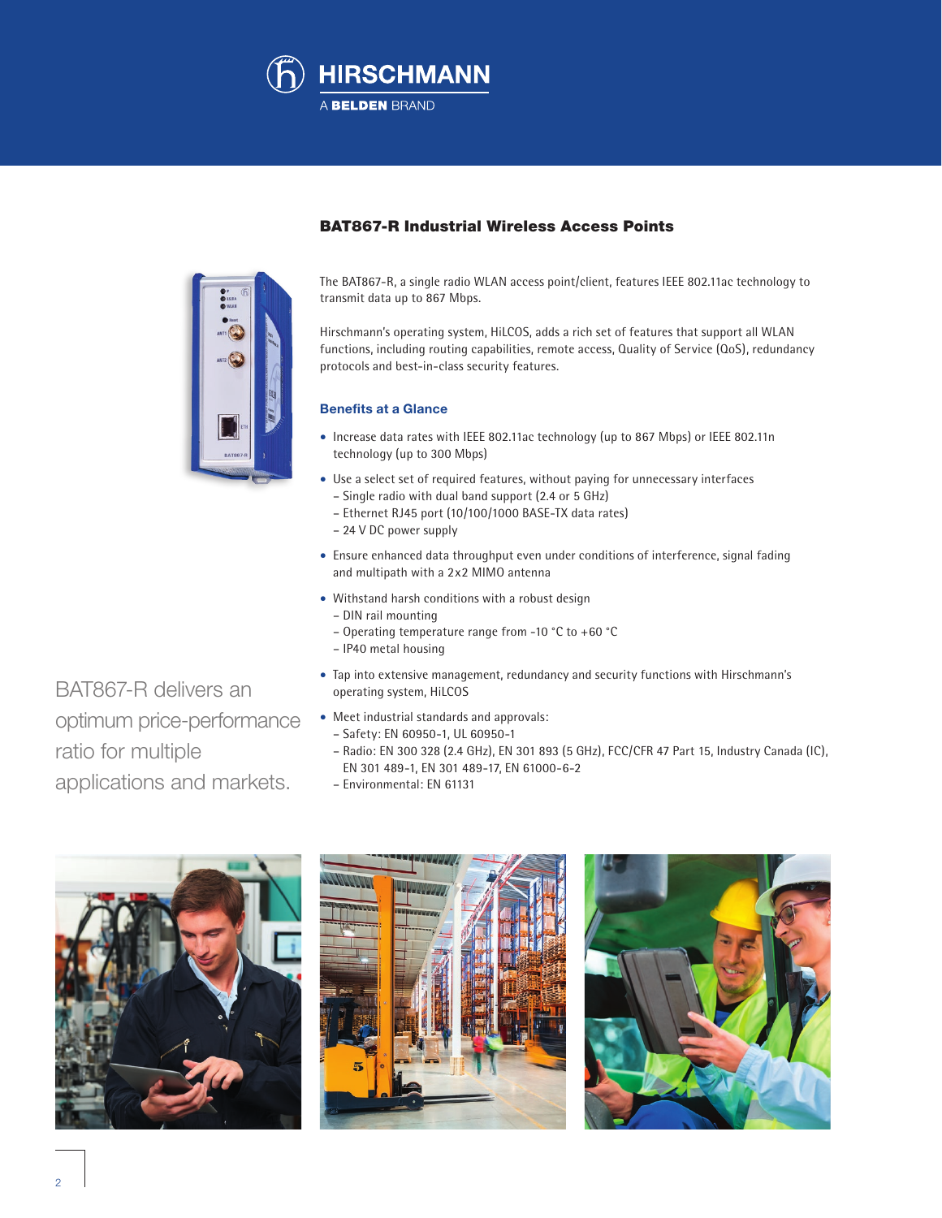# BAT867-R Industrial Wireless Access Points

The BAT867-R, a single radio WLAN access point/client, features IEEE 802.11ac technology to transmit data up to 867 Mbps.

Hirschmann's operating system, HiLCOS, adds a rich set of features that support all WLAN functions, including routing capabilities, remote access, Quality of Service (QoS), redundancy protocols and best-in-class security features.

## Benefits at a Glance

- Increase data rates with IEEE 802.11ac technology (up to 867 Mbps) or IEEE 802.11n technology (up to 300 Mbps)
- Use a select set of required features, without paying for unnecessary interfaces
  - Single radio with dual band support (2.4 or 5 GHz)
  - Ethernet RJ45 port (10/100/1000 BASE-TX data rates)
  - 24 V DC power supply
- Ensure enhanced data throughput even under conditions of interference, signal fading and multipath with a 2x2 MIMO antenna
- Withstand harsh conditions with a robust design
  - DIN rail mounting
  - Operating temperature range from -10 °C to +60 °C
  - IP40 metal housing
- Tap into extensive management, redundancy and security functions with Hirschmann's operating system, HiLCOS
- Meet industrial standards and approvals:
  - Safety: EN 60950-1, UL 60950-1
  - Radio: EN 300 328 (2.4 GHz), EN 301 893 (5 GHz), FCC/CFR 47 Part 15, Industry Canada (IC), EN 301 489-1, EN 301 489-17, EN 61000-6-2
  - Environmental: EN 61131

BAT867-R delivers an optimum price-performance ratio for multiple applications and markets.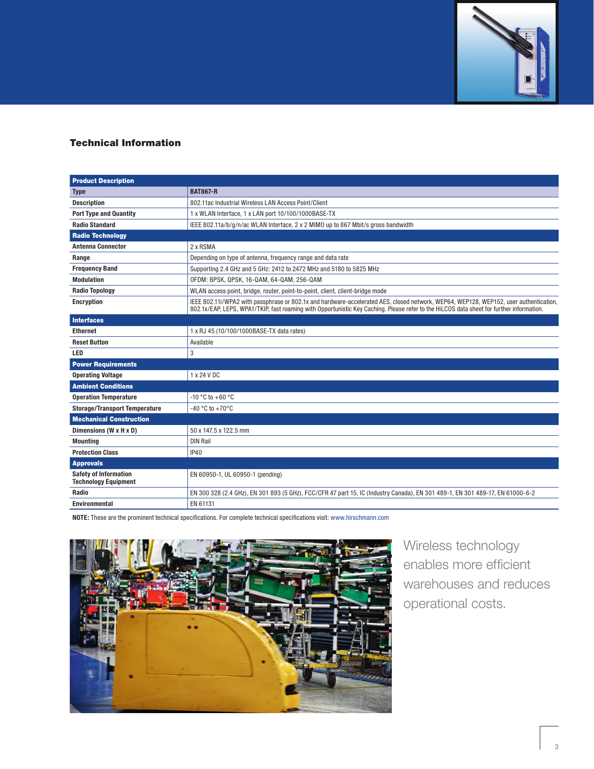## Technical Information

| Product Description | |
|---|---|
| **Type** | **BAT867-R** |
| **Description** | 802.11ac Industrial Wireless LAN Access Point/Client |
| **Port Type and Quantity** | 1 x WLAN Interface, 1 x LAN port 10/100/1000BASE-TX |
| **Radio Standard** | IEEE 802.11a/b/g/n/ac WLAN Interface, 2 x 2 MIMO up to 867 Mbit/s gross bandwidth |
| **Radio Technology** | |
| **Antenna Connector** | 2 x RSMA |
| **Range** | Depending on type of antenna, frequency range and data rate |
| **Frequency Band** | Supporting 2.4 GHz and 5 GHz: 2412 to 2472 MHz and 5180 to 5825 MHz |
| **Modulation** | OFDM: BPSK, QPSK, 16-QAM, 64-QAM, 256-QAM |
| **Radio Topology** | WLAN access point, bridge, router, point-to-point, client, client-bridge mode |
| **Encryption** | IEEE 802.11i/WPA2 with passphrase or 802.1x and hardware-accelerated AES, closed network, WEP64, WEP128, WEP152, user authentication, 802.1x/EAP, LEPS, WPA1/TKIP, fast roaming with Opportunistic Key Caching. Please refer to the HiLCOS data sheet for further information. |
| **Interfaces** | |
| **Ethernet** | 1 x RJ 45 (10/100/1000BASE-TX data rates) |
| **Reset Button** | Available |
| **LED** | 3 |
| **Power Requirements** | |
| **Operating Voltage** | 1 x 24 V DC |
| **Ambient Conditions** | |
| **Operation Temperature** | -10 °C to +60 °C |
| **Storage/Transport Temperature** | -40 °C to +70°C |
| **Mechanical Construction** | |
| **Dimensions (W x H x D)** | 50 x 147.5 x 122.5 mm |
| **Mounting** | DIN Rail |
| **Protection Class** | IP40 |
| **Approvals** | |
| **Safety of Information Technology Equipment** | EN 60950-1, UL 60950-1 (pending) |
| **Radio** | EN 300 328 (2.4 GHz), EN 301 893 (5 GHz), FCC/CFR 47 part 15, IC (Industry Canada), EN 301 489-1, EN 301 489-17, EN 61000-6-2 |
| **Environmental** | EN 61131 |

**NOTE:** These are the prominent technical specifications. For complete technical specifications visit: www.hirschmann.com

Wireless technology enables more efficient warehouses and reduces operational costs.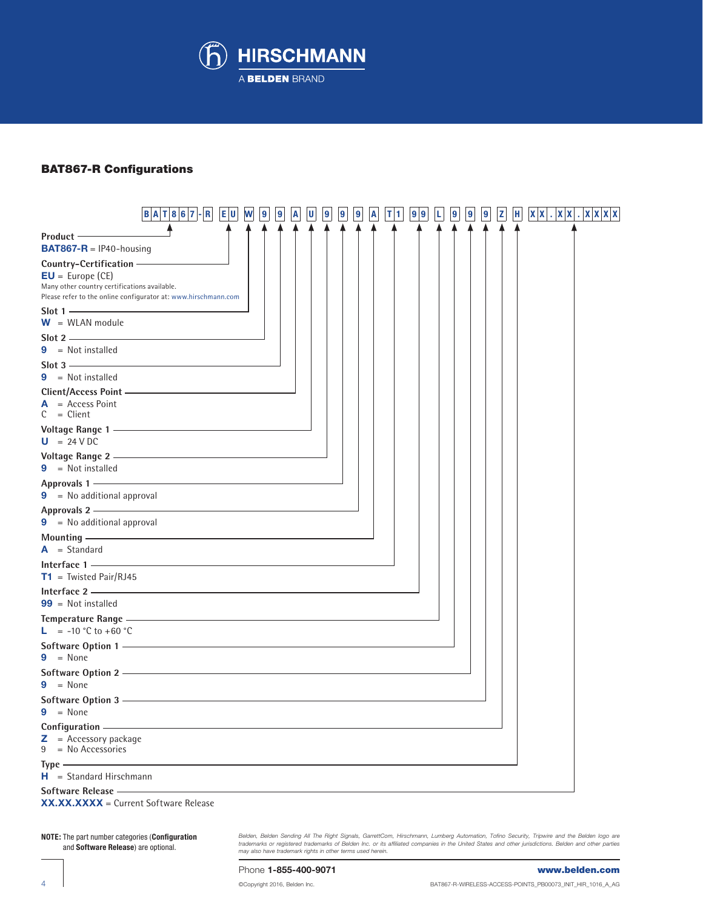HIRSCHMANN

A BELDEN BRAND

## BAT867-R Configurations

BAT867-R EU W 9 9 A U 9 9 9 A T1 99 L 9 9 9 Z H XX.XX.XXXX

**Product**
**BAT867-R** = IP40-housing

**Country-Certification**
**EU** = Europe (CE)
Many other country certifications available.
Please refer to the online configurator at: www.hirschmann.com

**Slot 1**
**W** = WLAN module

**Slot 2**
**9** = Not installed

**Slot 3**
**9** = Not installed

**Client/Access Point**
**A** = Access Point
C = Client

**Voltage Range 1**
**U** = 24 V DC

**Voltage Range 2**
**9** = Not installed

**Approvals 1**
**9** = No additional approval

**Approvals 2**
**9** = No additional approval

**Mounting**
**A** = Standard

**Interface 1**
**T1** = Twisted Pair/RJ45

**Interface 2**
**99** = Not installed

**Temperature Range**
**L** = -10 °C to +60 °C

**Software Option 1**
**9** = None

**Software Option 2**
**9** = None

**Software Option 3**
**9** = None

**Configuration**
**Z** = Accessory package
9 = No Accessories

**Type**
**H** = Standard Hirschmann

**Software Release**
**XX.XX.XXXX** = Current Software Release

**NOTE:** The part number categories (**Configuration** and **Software Release**) are optional.

*Belden, Belden Sending All The Right Signals, GarrettCom, Hirschmann, Lumberg Automation, Tofino Security, Tripwire and the Belden logo are trademarks or registered trademarks of Belden Inc. or its affiliated companies in the United States and other jurisdictions. Belden and other parties may also have trademark rights in other terms used herein.*

Phone **1-855-400-9071**

**www.belden.com**

©Copyright 2016, Belden Inc.

BAT867-R-WIRELESS-ACCESS-POINTS_PB00073_INIT_HIR_1016_A_AG